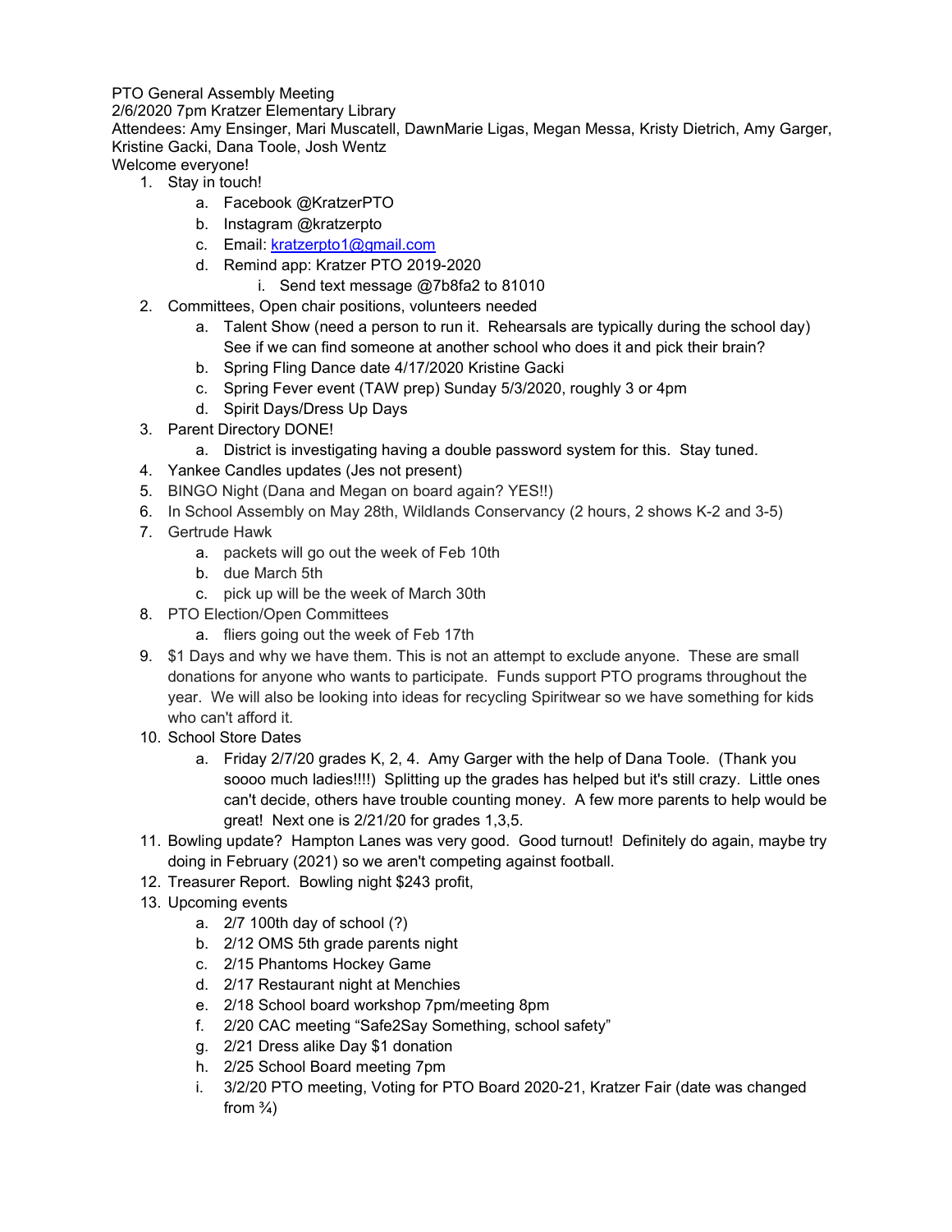PTO General Assembly Meeting
2/6/2020 7pm Kratzer Elementary Library
Attendees: Amy Ensinger, Mari Muscatell, DawnMarie Ligas, Megan Messa, Kristy Dietrich, Amy Garger, Kristine Gacki, Dana Toole, Josh Wentz
Welcome everyone!

1. Stay in touch!
    a. Facebook @KratzerPTO
    b. Instagram @kratzerpto
    c. Email: [kratzerpto1@gmail.com](mailto:kratzerpto1@gmail.com)
    d. Remind app: Kratzer PTO 2019-2020
        i. Send text message @7b8fa2 to 81010
2. Committees, Open chair positions, volunteers needed
    a. Talent Show (need a person to run it. Rehearsals are typically during the school day) See if we can find someone at another school who does it and pick their brain?
    b. Spring Fling Dance date 4/17/2020 Kristine Gacki
    c. Spring Fever event (TAW prep) Sunday 5/3/2020, roughly 3 or 4pm
    d. Spirit Days/Dress Up Days
3. Parent Directory DONE!
    a. District is investigating having a double password system for this. Stay tuned.
4. Yankee Candles updates (Jes not present)
5. BINGO Night (Dana and Megan on board again? YES!!)
6. In School Assembly on May 28th, Wildlands Conservancy (2 hours, 2 shows K-2 and 3-5)
7. Gertrude Hawk
    a. packets will go out the week of Feb 10th
    b. due March 5th
    c. pick up will be the week of March 30th
8. PTO Election/Open Committees
    a. fliers going out the week of Feb 17th
9. $1 Days and why we have them. This is not an attempt to exclude anyone. These are small donations for anyone who wants to participate. Funds support PTO programs throughout the year. We will also be looking into ideas for recycling Spiritwear so we have something for kids who can't afford it.
10. School Store Dates
    a. Friday 2/7/20 grades K, 2, 4. Amy Garger with the help of Dana Toole. (Thank you soooo much ladies!!!!) Splitting up the grades has helped but it's still crazy. Little ones can't decide, others have trouble counting money. A few more parents to help would be great! Next one is 2/21/20 for grades 1,3,5.
11. Bowling update? Hampton Lanes was very good. Good turnout! Definitely do again, maybe try doing in February (2021) so we aren't competing against football.
12. Treasurer Report. Bowling night $243 profit,
13. Upcoming events
    a. 2/7 100th day of school (?)
    b. 2/12 OMS 5th grade parents night
    c. 2/15 Phantoms Hockey Game
    d. 2/17 Restaurant night at Menchies
    e. 2/18 School board workshop 7pm/meeting 8pm
    f. 2/20 CAC meeting "Safe2Say Something, school safety"
    g. 2/21 Dress alike Day $1 donation
    h. 2/25 School Board meeting 7pm
    i. 3/2/20 PTO meeting, Voting for PTO Board 2020-21, Kratzer Fair (date was changed from ¾)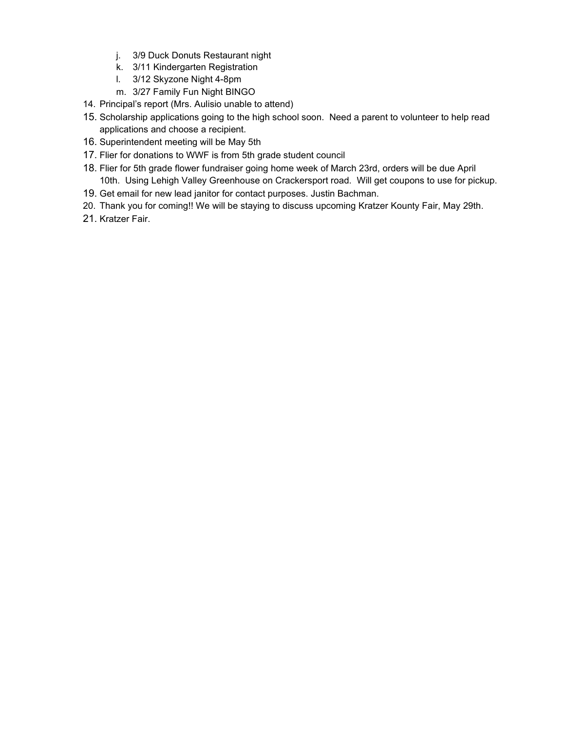j. 3/9 Duck Donuts Restaurant night
   k. 3/11 Kindergarten Registration
   l. 3/12 Skyzone Night 4-8pm
   m. 3/27 Family Fun Night BINGO

14. Principal's report (Mrs. Aulisio unable to attend)
15. Scholarship applications going to the high school soon. Need a parent to volunteer to help read applications and choose a recipient.
16. Superintendent meeting will be May 5th
17. Flier for donations to WWF is from 5th grade student council
18. Flier for 5th grade flower fundraiser going home week of March 23rd, orders will be due April 10th. Using Lehigh Valley Greenhouse on Crackersport road. Will get coupons to use for pickup.
19. Get email for new lead janitor for contact purposes. Justin Bachman.
20. Thank you for coming!! We will be staying to discuss upcoming Kratzer Kounty Fair, May 29th.
21. Kratzer Fair.